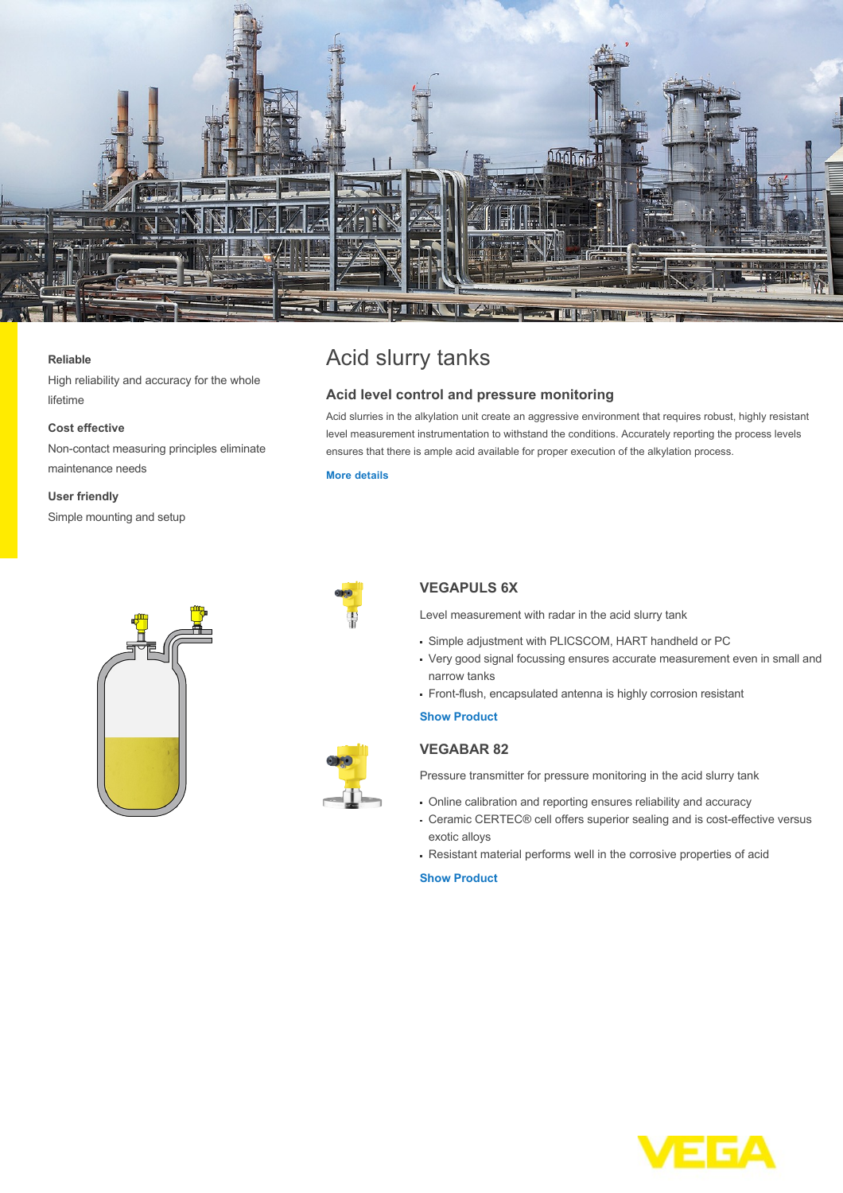**Reliable**

High reliability and accuracy for the whole lifetime

**Cost effective**

Non-contact measuring principles eliminate maintenance needs

**User friendly**

Simple mounting and setup

# Acid slurry tanks

## Acid level control and pressure monitoring

Acid slurries in the alkylation unit create an aggressive environment that requires robust, highly resistant level measurement instrumentation to withstand the conditions. Accurately reporting the process levels ensures that there is ample acid available for proper execution of the alkylation process.

More details

### VEGAPULS 6X

Level measurement with radar in the acid slurry tank

- Simple adjustment with PLICSCOM, HART handheld or PC
- Very good signal focussing ensures accurate measurement even in small and narrow tanks
- Front-flush, encapsulated antenna is highly corrosion resistant

Show Product

### VEGABAR 82

Pressure transmitter for pressure monitoring in the acid slurry tank

- Online calibration and reporting ensures reliability and accuracy
- Ceramic CERTEC® cell offers superior sealing and is cost-effective versus exotic alloys
- Resistant material performs well in the corrosive properties of acid

Show Product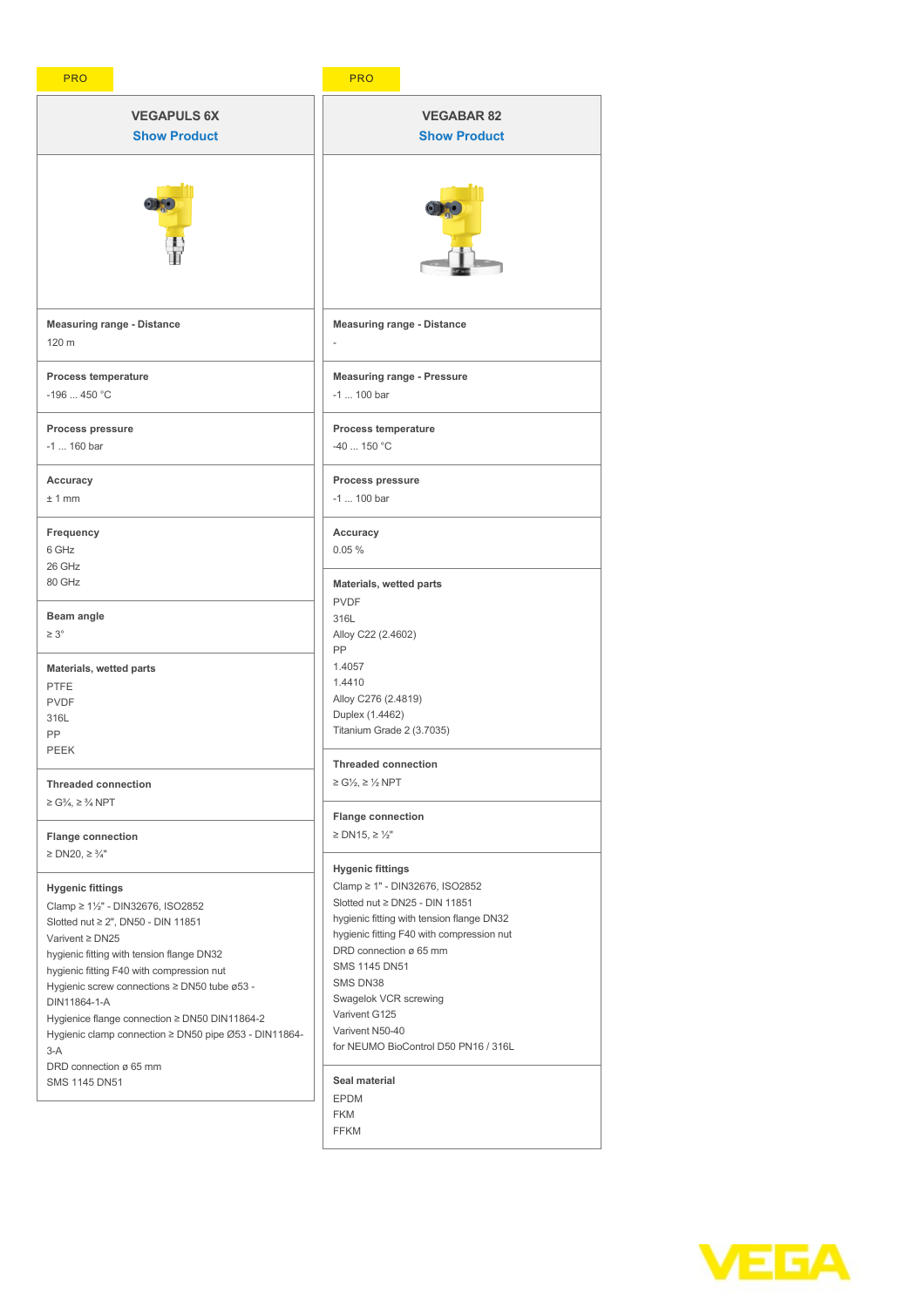PRO

## VEGAPULS 6X

Show Product

**Measuring range - Distance**
120 m

**Process temperature**
-196 ... 450 °C

**Process pressure**
-1 ... 160 bar

**Accuracy**
± 1 mm

**Frequency**
6 GHz
26 GHz
80 GHz

**Beam angle**
≥ 3°

**Materials, wetted parts**
PTFE
PVDF
316L
PP
PEEK

**Threaded connection**
≥ G¾, ≥ ¾ NPT

**Flange connection**
≥ DN20, ≥ ¾"

**Hygenic fittings**
Clamp ≥ 1½" - DIN32676, ISO2852
Slotted nut ≥ 2", DN50 - DIN 11851
Varivent ≥ DN25
hygienic fitting with tension flange DN32
hygienic fitting F40 with compression nut
Hygienic screw connections ≥ DN50 tube ø53 - DIN11864-1-A
Hygienice flange connection ≥ DN50 DIN11864-2
Hygienic clamp connection ≥ DN50 pipe Ø53 - DIN11864-3-A
DRD connection ø 65 mm
SMS 1145 DN51

PRO

## VEGABAR 82

Show Product

**Measuring range - Distance**
-

**Measuring range - Pressure**
-1 ... 100 bar

**Process temperature**
-40 ... 150 °C

**Process pressure**
-1 ... 100 bar

**Accuracy**
0.05 %

**Materials, wetted parts**
PVDF
316L
Alloy C22 (2.4602)
PP
1.4057
1.4410
Alloy C276 (2.4819)
Duplex (1.4462)
Titanium Grade 2 (3.7035)

**Threaded connection**
≥ G½, ≥ ½ NPT

**Flange connection**
≥ DN15, ≥ ½"

**Hygenic fittings**
Clamp ≥ 1" - DIN32676, ISO2852
Slotted nut ≥ DN25 - DIN 11851
hygienic fitting with tension flange DN32
hygienic fitting F40 with compression nut
DRD connection ø 65 mm
SMS 1145 DN51
SMS DN38
Swagelok VCR screwing
Varivent G125
Varivent N50-40
for NEUMO BioControl D50 PN16 / 316L

**Seal material**
EPDM
FKM
FFKM